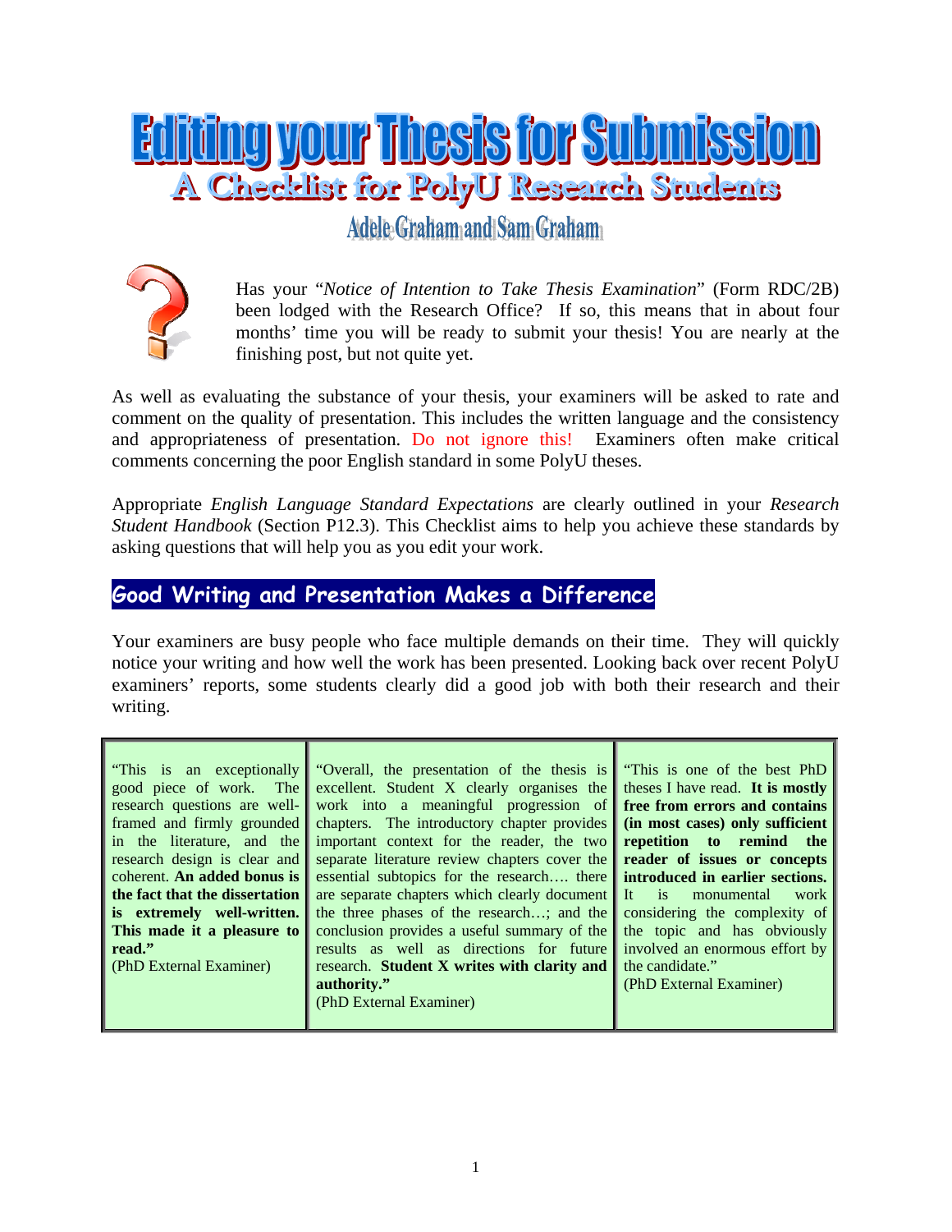# Editing your Thesis for Submission

## A Checklist for PolyU Research Students

### Adele Graham and Sam Graham

Has your "*Notice of Intention to Take Thesis Examination*" (Form RDC/2B) been lodged with the Research Office? If so, this means that in about four months' time you will be ready to submit your thesis! You are nearly at the finishing post, but not quite yet.

As well as evaluating the substance of your thesis, your examiners will be asked to rate and comment on the quality of presentation. This includes the written language and the consistency and appropriateness of presentation. Do not ignore this! Examiners often make critical comments concerning the poor English standard in some PolyU theses.

Appropriate *English Language Standard Expectations* are clearly outlined in your *Research Student Handbook* (Section P12.3). This Checklist aims to help you achieve these standards by asking questions that will help you as you edit your work.

## Good Writing and Presentation Makes a Difference

Your examiners are busy people who face multiple demands on their time. They will quickly notice your writing and how well the work has been presented. Looking back over recent PolyU examiners' reports, some students clearly did a good job with both their research and their writing.

| | | |
|---|---|---|
| "This is an exceptionally good piece of work. The research questions are well-framed and firmly grounded in the literature, and the research design is clear and coherent. **An added bonus is the fact that the dissertation is extremely well-written. This made it a pleasure to read."** (PhD External Examiner) | "Overall, the presentation of the thesis is excellent. Student X clearly organises the work into a meaningful progression of chapters. The introductory chapter provides important context for the reader, the two separate literature review chapters cover the essential subtopics for the research…. there are separate chapters which clearly document the three phases of the research…; and the conclusion provides a useful summary of the results as well as directions for future research. **Student X writes with clarity and authority."** (PhD External Examiner) | "This is one of the best PhD theses I have read. **It is mostly free from errors and contains (in most cases) only sufficient repetition to remind the reader of issues or concepts introduced in earlier sections.** It is monumental work considering the complexity of the topic and has obviously involved an enormous effort by the candidate." (PhD External Examiner) |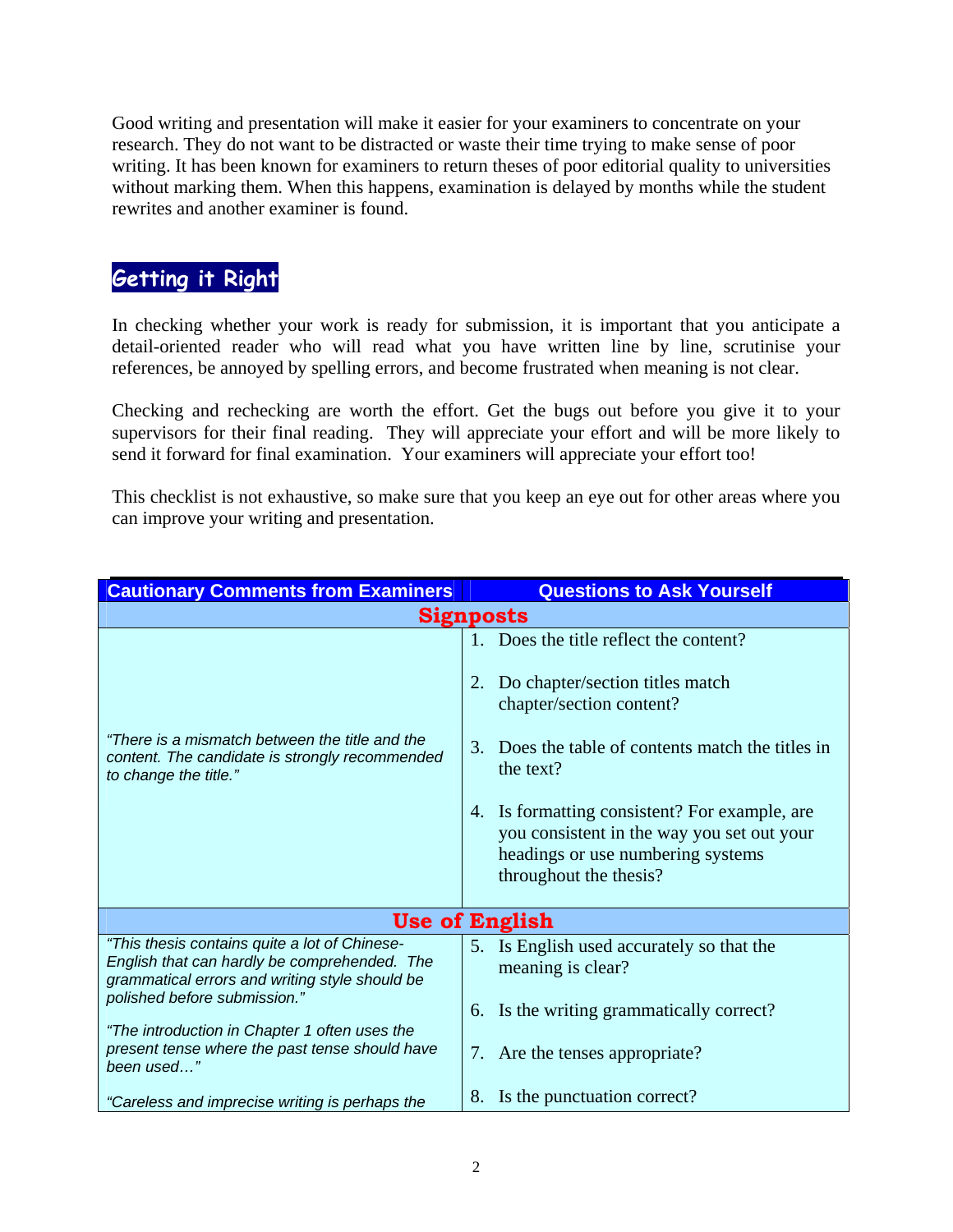Good writing and presentation will make it easier for your examiners to concentrate on your research. They do not want to be distracted or waste their time trying to make sense of poor writing. It has been known for examiners to return theses of poor editorial quality to universities without marking them. When this happens, examination is delayed by months while the student rewrites and another examiner is found.

## Getting it Right

In checking whether your work is ready for submission, it is important that you anticipate a detail-oriented reader who will read what you have written line by line, scrutinise your references, be annoyed by spelling errors, and become frustrated when meaning is not clear.

Checking and rechecking are worth the effort. Get the bugs out before you give it to your supervisors for their final reading. They will appreciate your effort and will be more likely to send it forward for final examination. Your examiners will appreciate your effort too!

This checklist is not exhaustive, so make sure that you keep an eye out for other areas where you can improve your writing and presentation.

| Cautionary Comments from Examiners | Questions to Ask Yourself |
|---|---|
| **Signposts** | |
| *"There is a mismatch between the title and the content. The candidate is strongly recommended to change the title."* | 1. Does the title reflect the content?<br>2. Do chapter/section titles match chapter/section content?<br>3. Does the table of contents match the titles in the text?<br>4. Is formatting consistent? For example, are you consistent in the way you set out your headings or use numbering systems throughout the thesis? |
| **Use of English** | |
| *"This thesis contains quite a lot of Chinese-English that can hardly be comprehended. The grammatical errors and writing style should be polished before submission."*<br>*"The introduction in Chapter 1 often uses the present tense where the past tense should have been used…"*<br>*"Careless and imprecise writing is perhaps the* | 5. Is English used accurately so that the meaning is clear?<br>6. Is the writing grammatically correct?<br>7. Are the tenses appropriate?<br>8. Is the punctuation correct? |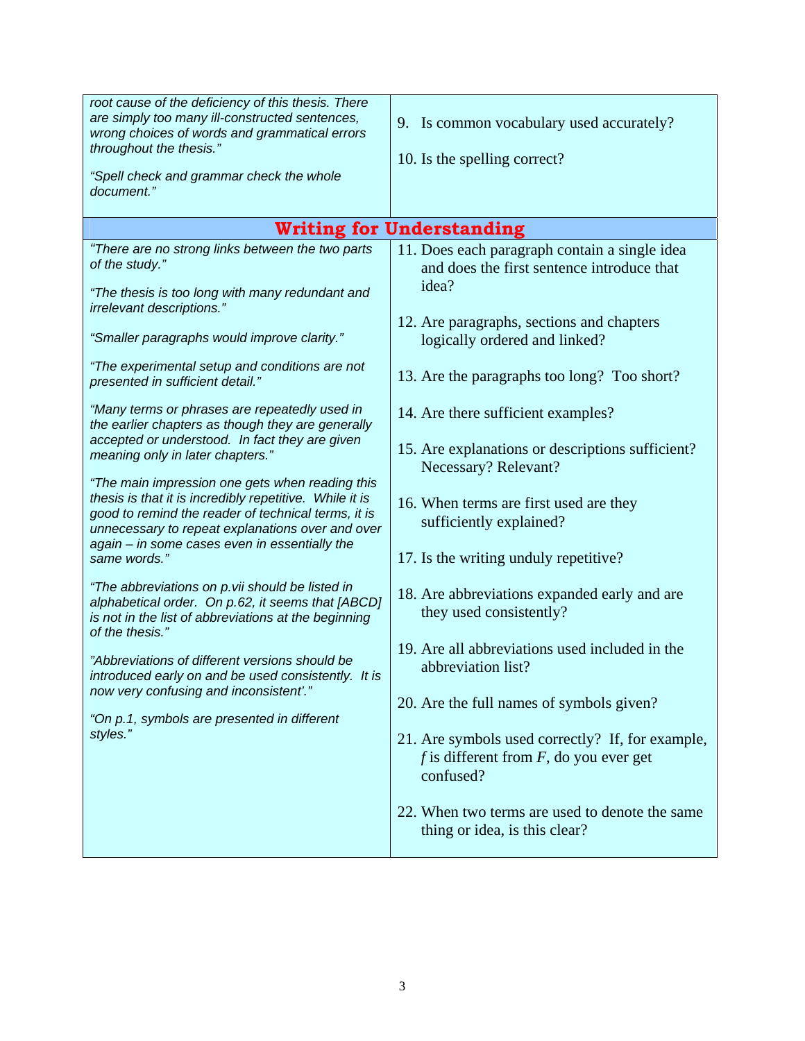| | |
|---|---|
| *root cause of the deficiency of this thesis. There are simply too many ill-constructed sentences, wrong choices of words and grammatical errors throughout the thesis."* <br><br> *"Spell check and grammar check the whole document."* | 9. Is common vocabulary used accurately? <br><br> 10. Is the spelling correct? |
| **Writing for Understanding** | |
| *"There are no strong links between the two parts of the study."* <br><br> *"The thesis is too long with many redundant and irrelevant descriptions."* <br><br> *"Smaller paragraphs would improve clarity."* <br><br> *"The experimental setup and conditions are not presented in sufficient detail."* <br><br> *"Many terms or phrases are repeatedly used in the earlier chapters as though they are generally accepted or understood. In fact they are given meaning only in later chapters."* <br><br> *"The main impression one gets when reading this thesis is that it is incredibly repetitive. While it is good to remind the reader of technical terms, it is unnecessary to repeat explanations over and over again – in some cases even in essentially the same words."* <br><br> *"The abbreviations on p.vii should be listed in alphabetical order. On p.62, it seems that [ABCD] is not in the list of abbreviations at the beginning of the thesis."* <br><br> *"Abbreviations of different versions should be introduced early on and be used consistently. It is now very confusing and inconsistent'."* <br><br> *"On p.1, symbols are presented in different styles."* | 11. Does each paragraph contain a single idea and does the first sentence introduce that idea? <br><br> 12. Are paragraphs, sections and chapters logically ordered and linked? <br><br> 13. Are the paragraphs too long? Too short? <br><br> 14. Are there sufficient examples? <br><br> 15. Are explanations or descriptions sufficient? Necessary? Relevant? <br><br> 16. When terms are first used are they sufficiently explained? <br><br> 17. Is the writing unduly repetitive? <br><br> 18. Are abbreviations expanded early and are they used consistently? <br><br> 19. Are all abbreviations used included in the abbreviation list? <br><br> 20. Are the full names of symbols given? <br><br> 21. Are symbols used correctly? If, for example, $f$ is different from $F$, do you ever get confused? <br><br> 22. When two terms are used to denote the same thing or idea, is this clear? |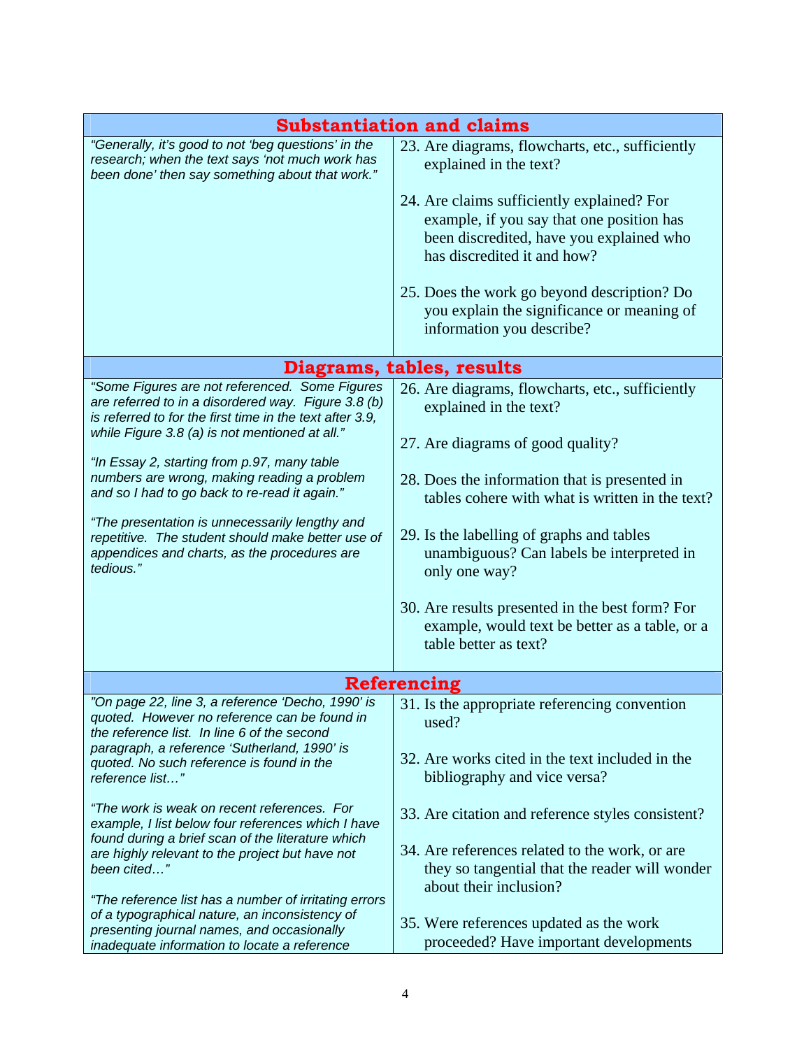| Substantiation and claims | |
|---|---|
| *"Generally, it's good to not 'beg questions' in the research; when the text says 'not much work has been done' then say something about that work."* | 23. Are diagrams, flowcharts, etc., sufficiently explained in the text?<br><br>24. Are claims sufficiently explained? For example, if you say that one position has been discredited, have you explained who has discredited it and how?<br><br>25. Does the work go beyond description? Do you explain the significance or meaning of information you describe? |

| Diagrams, tables, results | |
|---|---|
| *"Some Figures are not referenced. Some Figures are referred to in a disordered way. Figure 3.8 (b) is referred to for the first time in the text after 3.9, while Figure 3.8 (a) is not mentioned at all."*<br><br>*"In Essay 2, starting from p.97, many table numbers are wrong, making reading a problem and so I had to go back to re-read it again."*<br><br>*"The presentation is unnecessarily lengthy and repetitive. The student should make better use of appendices and charts, as the procedures are tedious."* | 26. Are diagrams, flowcharts, etc., sufficiently explained in the text?<br><br>27. Are diagrams of good quality?<br><br>28. Does the information that is presented in tables cohere with what is written in the text?<br><br>29. Is the labelling of graphs and tables unambiguous? Can labels be interpreted in only one way?<br><br>30. Are results presented in the best form? For example, would text be better as a table, or a table better as text? |

| Referencing | |
|---|---|
| *"On page 22, line 3, a reference 'Decho, 1990' is quoted. However no reference can be found in the reference list. In line 6 of the second paragraph, a reference 'Sutherland, 1990' is quoted. No such reference is found in the reference list…"*<br><br>*"The work is weak on recent references. For example, I list below four references which I have found during a brief scan of the literature which are highly relevant to the project but have not been cited…"*<br><br>*"The reference list has a number of irritating errors of a typographical nature, an inconsistency of presenting journal names, and occasionally inadequate information to locate a reference* | 31. Is the appropriate referencing convention used?<br><br>32. Are works cited in the text included in the bibliography and vice versa?<br><br>33. Are citation and reference styles consistent?<br><br>34. Are references related to the work, or are they so tangential that the reader will wonder about their inclusion?<br><br>35. Were references updated as the work proceeded? Have important developments |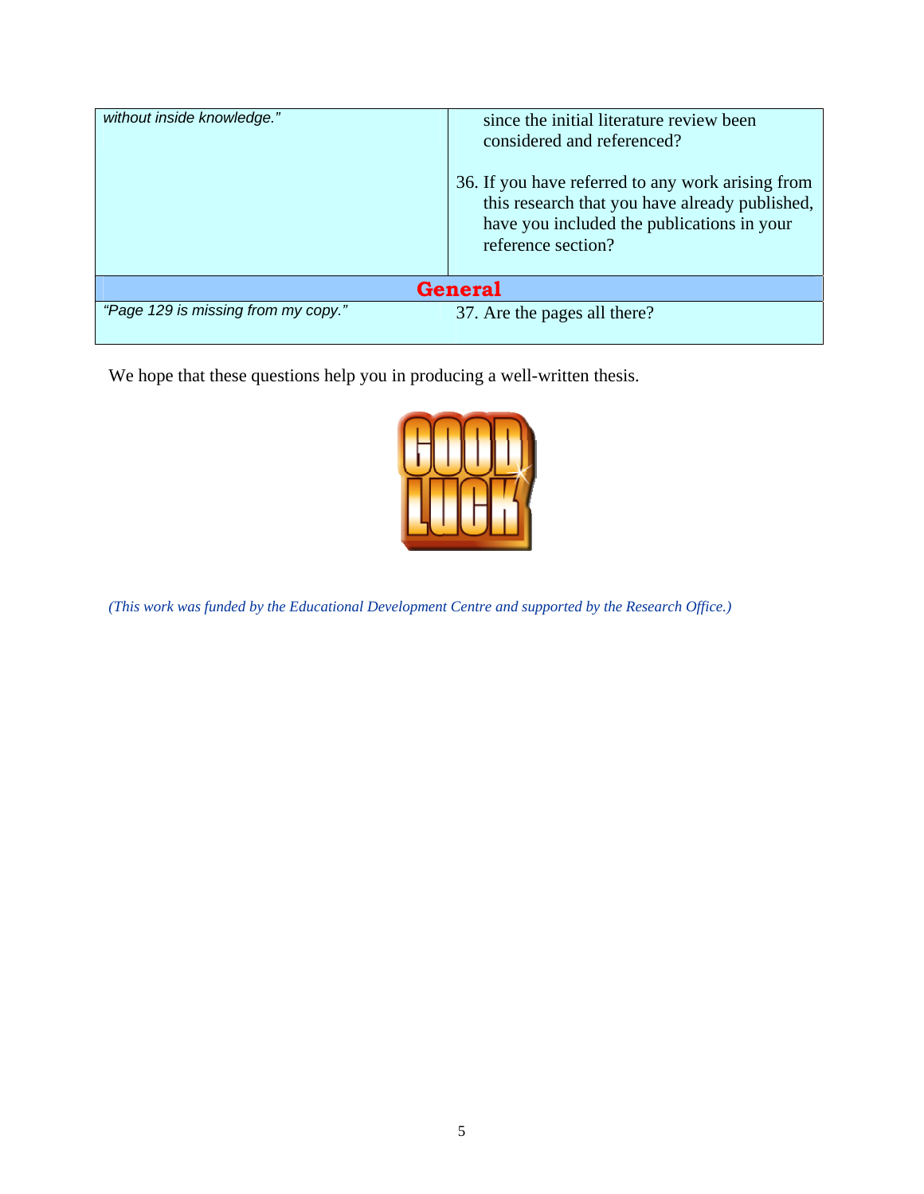| | |
|---|---|
| *without inside knowledge."* | since the initial literature review been considered and referenced?<br><br>36. If you have referred to any work arising from this research that you have already published, have you included the publications in your reference section? |
| **General** | |
| *"Page 129 is missing from my copy."* | 37. Are the pages all there? |

We hope that these questions help you in producing a well-written thesis.

GOOD LUCK

*(This work was funded by the Educational Development Centre and supported by the Research Office.)*